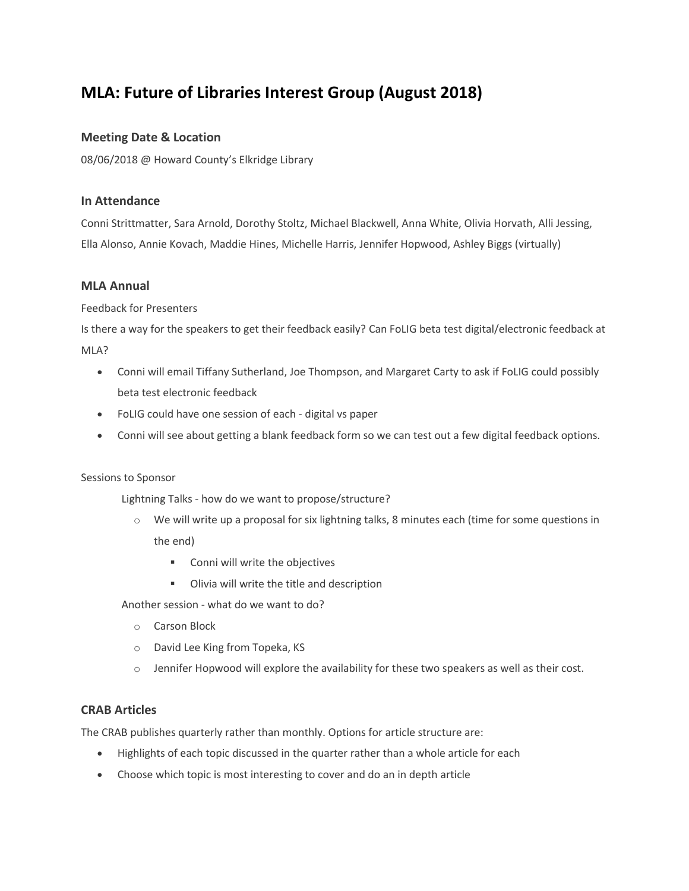# MLA: Future of Libraries Interest Group (August 2018)

## Meeting Date & Location

08/06/2018 @ Howard County's Elkridge Library

## In Attendance

Conni Strittmatter, Sara Arnold, Dorothy Stoltz, Michael Blackwell, Anna White, Olivia Horvath, Alli Jessing, Ella Alonso, Annie Kovach, Maddie Hines, Michelle Harris, Jennifer Hopwood, Ashley Biggs (virtually)

## MLA Annual

Feedback for Presenters

Is there a way for the speakers to get their feedback easily? Can FoLIG beta test digital/electronic feedback at MLA?

- Conni will email Tiffany Sutherland, Joe Thompson, and Margaret Carty to ask if FoLIG could possibly beta test electronic feedback
- FoLIG could have one session of each - digital vs paper
- Conni will see about getting a blank feedback form so we can test out a few digital feedback options.

Sessions to Sponsor

Lightning Talks - how do we want to propose/structure?

- We will write up a proposal for six lightning talks, 8 minutes each (time for some questions in the end)
  - Conni will write the objectives
  - Olivia will write the title and description

Another session - what do we want to do?

- Carson Block
- David Lee King from Topeka, KS
- Jennifer Hopwood will explore the availability for these two speakers as well as their cost.

## CRAB Articles

The CRAB publishes quarterly rather than monthly. Options for article structure are:

- Highlights of each topic discussed in the quarter rather than a whole article for each
- Choose which topic is most interesting to cover and do an in depth article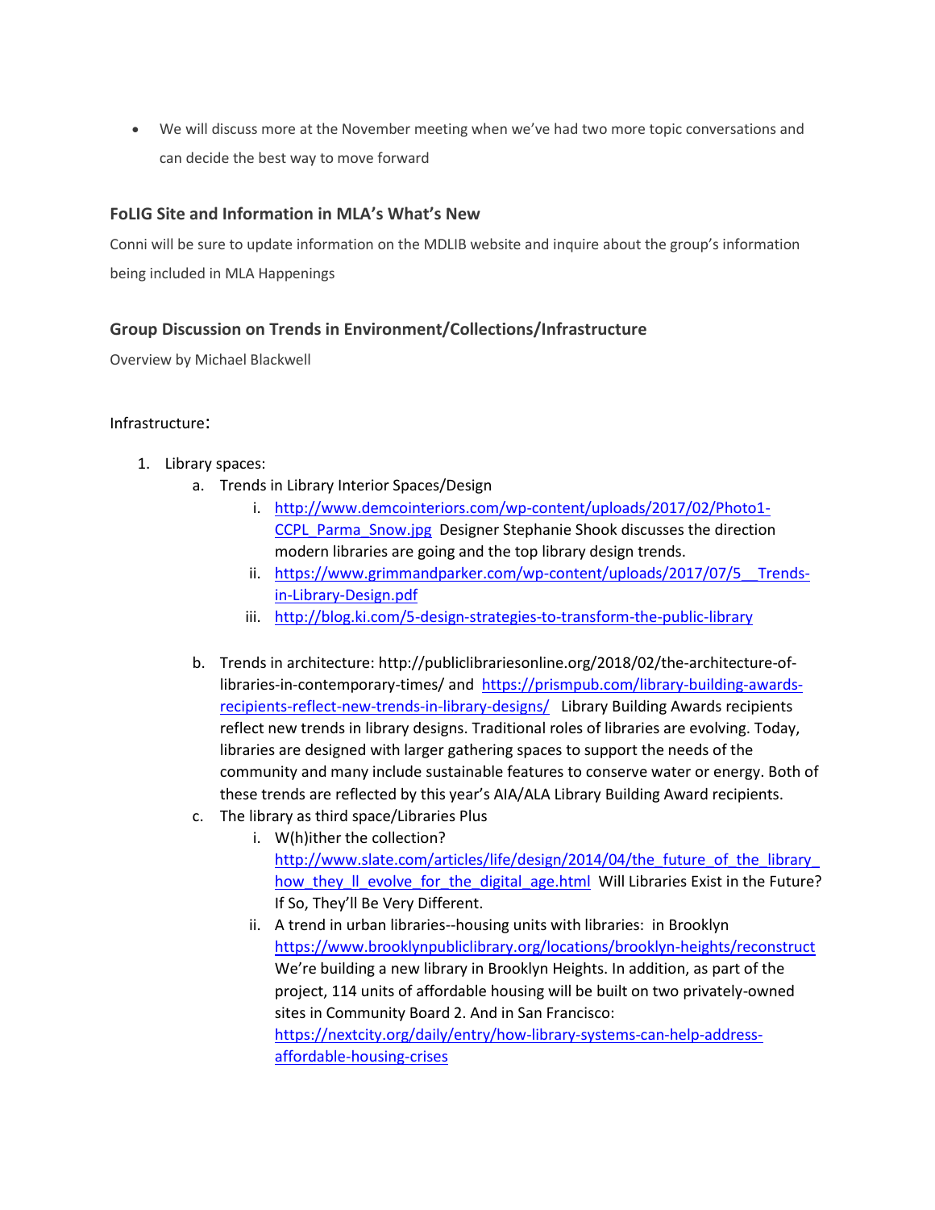- We will discuss more at the November meeting when we've had two more topic conversations and can decide the best way to move forward

### FoLIG Site and Information in MLA's What's New

Conni will be sure to update information on the MDLIB website and inquire about the group's information being included in MLA Happenings

### Group Discussion on Trends in Environment/Collections/Infrastructure

Overview by Michael Blackwell

Infrastructure:

1. Library spaces:
   a. Trends in Library Interior Spaces/Design
      i. http://www.demcointeriors.com/wp-content/uploads/2017/02/Photo1-CCPL_Parma_Snow.jpg Designer Stephanie Shook discusses the direction modern libraries are going and the top library design trends.
      ii. https://www.grimmandparker.com/wp-content/uploads/2017/07/5__Trends-in-Library-Design.pdf
      iii. http://blog.ki.com/5-design-strategies-to-transform-the-public-library

   b. Trends in architecture: http://publiclibrariesonline.org/2018/02/the-architecture-of-libraries-in-contemporary-times/ and https://prismpub.com/library-building-awards-recipients-reflect-new-trends-in-library-designs/ Library Building Awards recipients reflect new trends in library designs. Traditional roles of libraries are evolving. Today, libraries are designed with larger gathering spaces to support the needs of the community and many include sustainable features to conserve water or energy. Both of these trends are reflected by this year's AIA/ALA Library Building Award recipients.
   c. The library as third space/Libraries Plus
      i. W(h)ither the collection? http://www.slate.com/articles/life/design/2014/04/the_future_of_the_library_how_they_ll_evolve_for_the_digital_age.html Will Libraries Exist in the Future? If So, They'll Be Very Different.
      ii. A trend in urban libraries--housing units with libraries: in Brooklyn https://www.brooklynpubliclibrary.org/locations/brooklyn-heights/reconstruct We're building a new library in Brooklyn Heights. In addition, as part of the project, 114 units of affordable housing will be built on two privately-owned sites in Community Board 2. And in San Francisco: https://nextcity.org/daily/entry/how-library-systems-can-help-address-affordable-housing-crises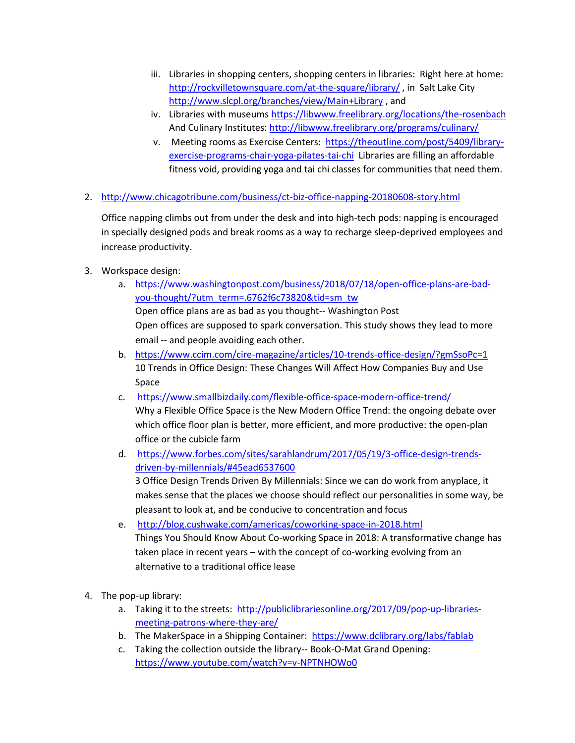iii. Libraries in shopping centers, shopping centers in libraries: Right here at home: http://rockvilletownsquare.com/at-the-square/library/ , in Salt Lake City http://www.slcpl.org/branches/view/Main+Library , and

   iv. Libraries with museums https://libwww.freelibrary.org/locations/the-rosenbach And Culinary Institutes: http://libwww.freelibrary.org/programs/culinary/

   v. Meeting rooms as Exercise Centers: https://theoutline.com/post/5409/library-exercise-programs-chair-yoga-pilates-tai-chi Libraries are filling an affordable fitness void, providing yoga and tai chi classes for communities that need them.

2. http://www.chicagotribune.com/business/ct-biz-office-napping-20180608-story.html

   Office napping climbs out from under the desk and into high-tech pods: napping is encouraged in specially designed pods and break rooms as a way to recharge sleep-deprived employees and increase productivity.

3. Workspace design:
   a. https://www.washingtonpost.com/business/2018/07/18/open-office-plans-are-bad-you-thought/?utm_term=.6762f6c73820&tid=sm_tw
      Open office plans are as bad as you thought-- Washington Post
      Open offices are supposed to spark conversation. This study shows they lead to more email -- and people avoiding each other.
   b. https://www.ccim.com/cire-magazine/articles/10-trends-office-design/?gmSsoPc=1
      10 Trends in Office Design: These Changes Will Affect How Companies Buy and Use Space
   c. https://www.smallbizdaily.com/flexible-office-space-modern-office-trend/
      Why a Flexible Office Space is the New Modern Office Trend: the ongoing debate over which office floor plan is better, more efficient, and more productive: the open-plan office or the cubicle farm
   d. https://www.forbes.com/sites/sarahlandrum/2017/05/19/3-office-design-trends-driven-by-millennials/#45ead6537600
      3 Office Design Trends Driven By Millennials: Since we can do work from anyplace, it makes sense that the places we choose should reflect our personalities in some way, be pleasant to look at, and be conducive to concentration and focus
   e. http://blog.cushwake.com/americas/coworking-space-in-2018.html
      Things You Should Know About Co-working Space in 2018: A transformative change has taken place in recent years – with the concept of co-working evolving from an alternative to a traditional office lease

4. The pop-up library:
   a. Taking it to the streets: http://publiclibrariesonline.org/2017/09/pop-up-libraries-meeting-patrons-where-they-are/
   b. The MakerSpace in a Shipping Container: https://www.dclibrary.org/labs/fablab
   c. Taking the collection outside the library-- Book-O-Mat Grand Opening: https://www.youtube.com/watch?v=v-NPTNHOWo0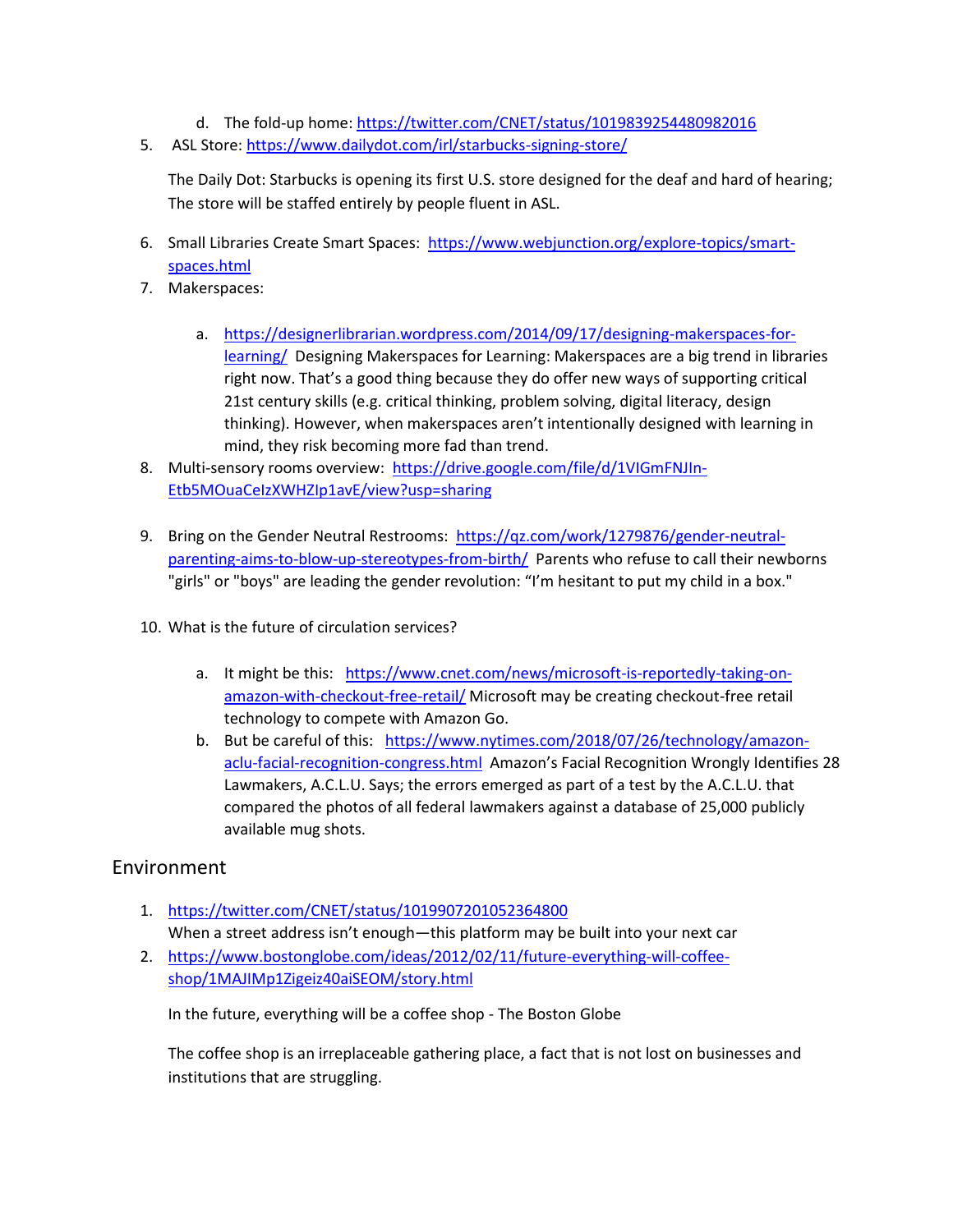d. The fold-up home: https://twitter.com/CNET/status/1019839254480982016

5. ASL Store: https://www.dailydot.com/irl/starbucks-signing-store/

   The Daily Dot: Starbucks is opening its first U.S. store designed for the deaf and hard of hearing; The store will be staffed entirely by people fluent in ASL.

6. Small Libraries Create Smart Spaces: https://www.webjunction.org/explore-topics/smart-spaces.html
7. Makerspaces:

   a. https://designerlibrarian.wordpress.com/2014/09/17/designing-makerspaces-for-learning/ Designing Makerspaces for Learning: Makerspaces are a big trend in libraries right now. That's a good thing because they do offer new ways of supporting critical 21st century skills (e.g. critical thinking, problem solving, digital literacy, design thinking). However, when makerspaces aren't intentionally designed with learning in mind, they risk becoming more fad than trend.

8. Multi-sensory rooms overview: https://drive.google.com/file/d/1VIGmFNJIn-Etb5MOuaCeIzXWHZIp1avE/view?usp=sharing

9. Bring on the Gender Neutral Restrooms: https://qz.com/work/1279876/gender-neutral-parenting-aims-to-blow-up-stereotypes-from-birth/ Parents who refuse to call their newborns "girls" or "boys" are leading the gender revolution: "I'm hesitant to put my child in a box."

10. What is the future of circulation services?

    a. It might be this: https://www.cnet.com/news/microsoft-is-reportedly-taking-on-amazon-with-checkout-free-retail/ Microsoft may be creating checkout-free retail technology to compete with Amazon Go.
    b. But be careful of this: https://www.nytimes.com/2018/07/26/technology/amazon-aclu-facial-recognition-congress.html Amazon's Facial Recognition Wrongly Identifies 28 Lawmakers, A.C.L.U. Says; the errors emerged as part of a test by the A.C.L.U. that compared the photos of all federal lawmakers against a database of 25,000 publicly available mug shots.

## Environment

1. https://twitter.com/CNET/status/1019907201052364800
   When a street address isn't enough—this platform may be built into your next car
2. https://www.bostonglobe.com/ideas/2012/02/11/future-everything-will-coffee-shop/1MAJIMp1Zigeiz40aiSEOM/story.html

   In the future, everything will be a coffee shop - The Boston Globe

   The coffee shop is an irreplaceable gathering place, a fact that is not lost on businesses and institutions that are struggling.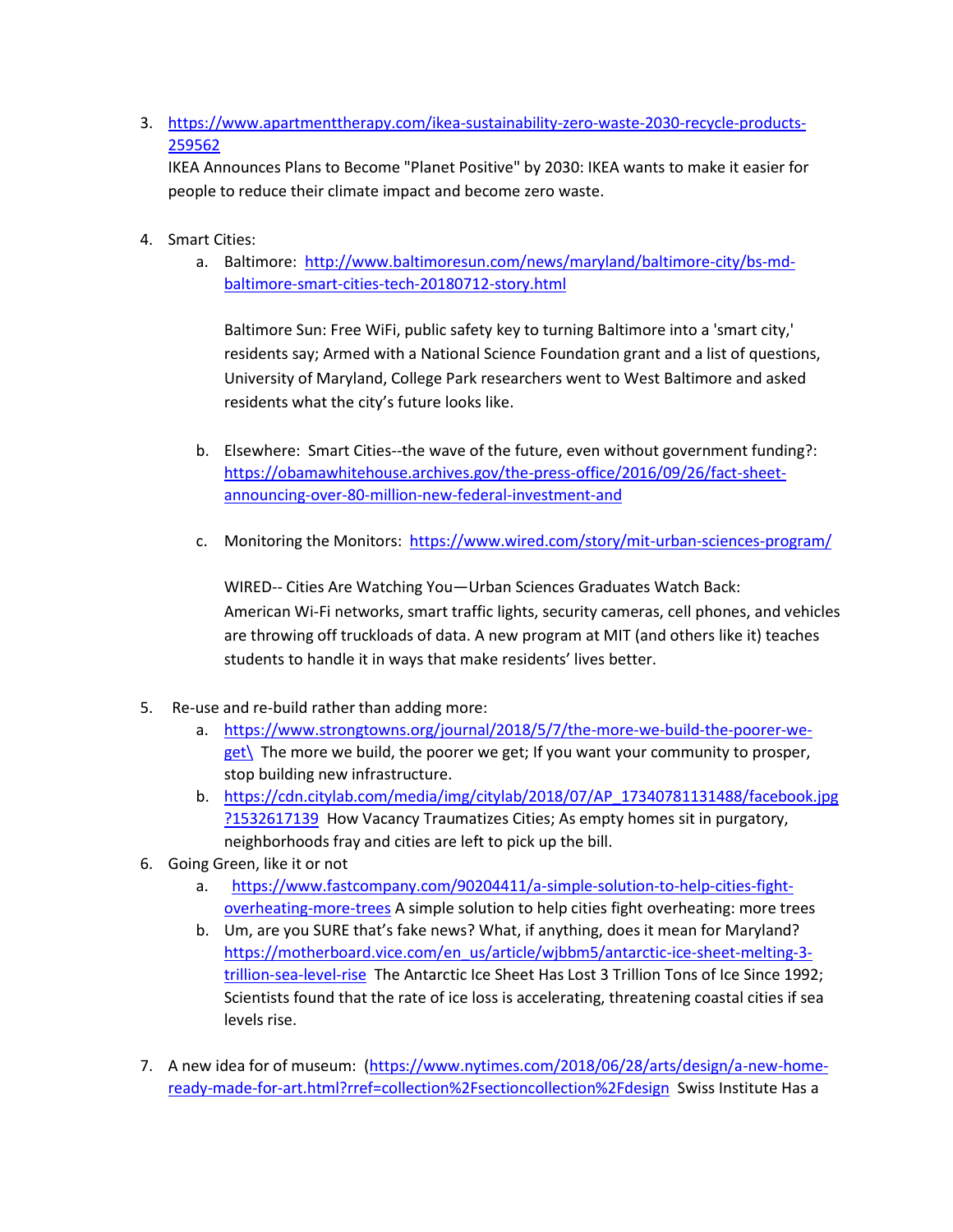3. https://www.apartmenttherapy.com/ikea-sustainability-zero-waste-2030-recycle-products-259562
   IKEA Announces Plans to Become "Planet Positive" by 2030: IKEA wants to make it easier for people to reduce their climate impact and become zero waste.

4. Smart Cities:
   a. Baltimore: http://www.baltimoresun.com/news/maryland/baltimore-city/bs-md-baltimore-smart-cities-tech-20180712-story.html

      Baltimore Sun: Free WiFi, public safety key to turning Baltimore into a 'smart city,' residents say; Armed with a National Science Foundation grant and a list of questions, University of Maryland, College Park researchers went to West Baltimore and asked residents what the city's future looks like.

   b. Elsewhere: Smart Cities--the wave of the future, even without government funding?: https://obamawhitehouse.archives.gov/the-press-office/2016/09/26/fact-sheet-announcing-over-80-million-new-federal-investment-and

   c. Monitoring the Monitors: https://www.wired.com/story/mit-urban-sciences-program/

      WIRED-- Cities Are Watching You—Urban Sciences Graduates Watch Back: American Wi-Fi networks, smart traffic lights, security cameras, cell phones, and vehicles are throwing off truckloads of data. A new program at MIT (and others like it) teaches students to handle it in ways that make residents' lives better.

5. Re-use and re-build rather than adding more:
   a. https://www.strongtowns.org/journal/2018/5/7/the-more-we-build-the-poorer-we-get\ The more we build, the poorer we get; If you want your community to prosper, stop building new infrastructure.
   b. https://cdn.citylab.com/media/img/citylab/2018/07/AP_17340781131488/facebook.jpg?1532617139 How Vacancy Traumatizes Cities; As empty homes sit in purgatory, neighborhoods fray and cities are left to pick up the bill.

6. Going Green, like it or not
   a. https://www.fastcompany.com/90204411/a-simple-solution-to-help-cities-fight-overheating-more-trees A simple solution to help cities fight overheating: more trees
   b. Um, are you SURE that's fake news? What, if anything, does it mean for Maryland? https://motherboard.vice.com/en_us/article/wjbbm5/antarctic-ice-sheet-melting-3-trillion-sea-level-rise The Antarctic Ice Sheet Has Lost 3 Trillion Tons of Ice Since 1992; Scientists found that the rate of ice loss is accelerating, threatening coastal cities if sea levels rise.

7. A new idea for of museum: (https://www.nytimes.com/2018/06/28/arts/design/a-new-home-ready-made-for-art.html?rref=collection%2Fsectioncollection%2Fdesign Swiss Institute Has a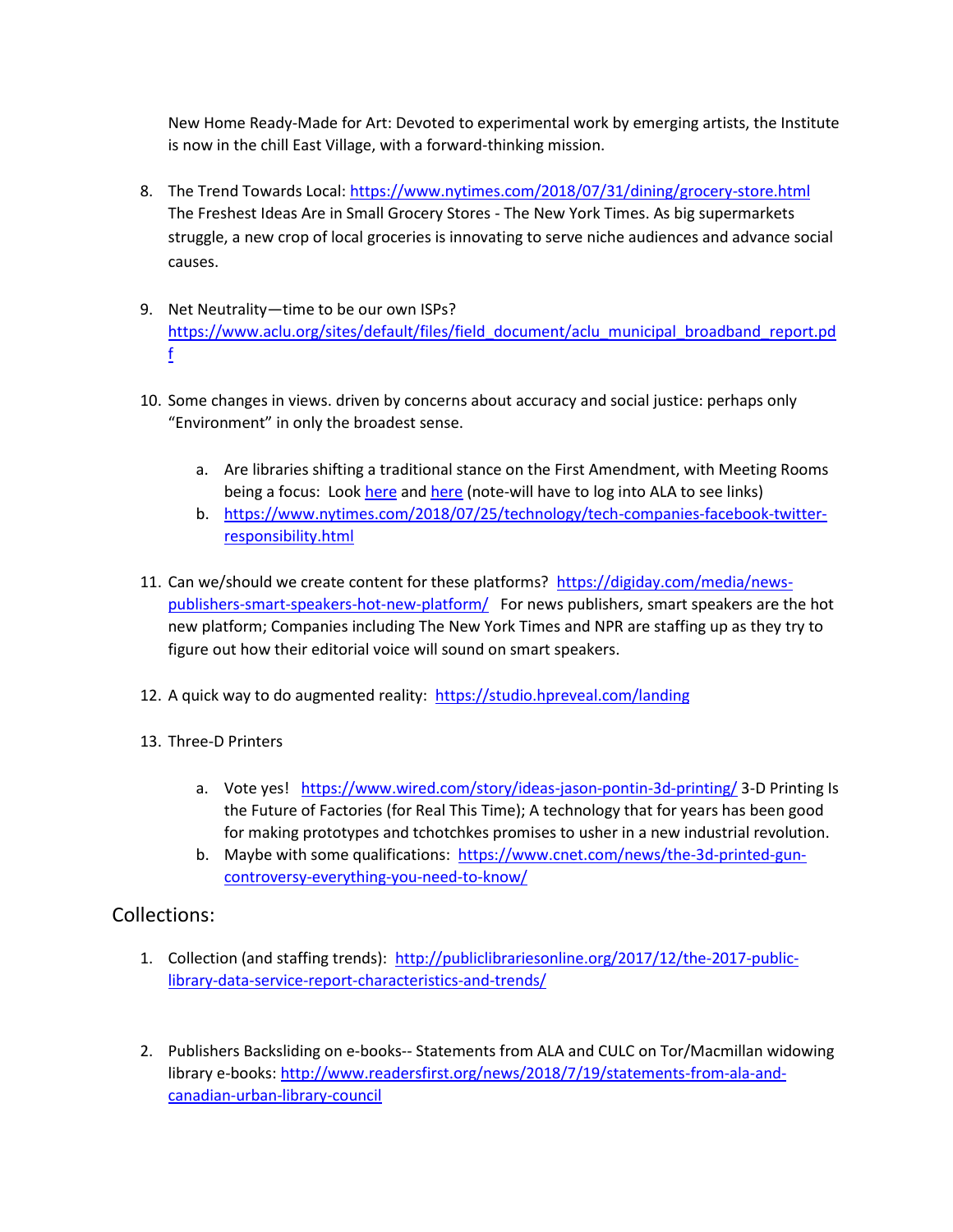New Home Ready-Made for Art: Devoted to experimental work by emerging artists, the Institute is now in the chill East Village, with a forward-thinking mission.

8. The Trend Towards Local: https://www.nytimes.com/2018/07/31/dining/grocery-store.html The Freshest Ideas Are in Small Grocery Stores - The New York Times. As big supermarkets struggle, a new crop of local groceries is innovating to serve niche audiences and advance social causes.

9. Net Neutrality—time to be our own ISPs? https://www.aclu.org/sites/default/files/field_document/aclu_municipal_broadband_report.pdf

10. Some changes in views. driven by concerns about accuracy and social justice: perhaps only "Environment" in only the broadest sense.

    a. Are libraries shifting a traditional stance on the First Amendment, with Meeting Rooms being a focus: Look here and here (note-will have to log into ALA to see links)
    b. https://www.nytimes.com/2018/07/25/technology/tech-companies-facebook-twitter-responsibility.html

11. Can we/should we create content for these platforms? https://digiday.com/media/news-publishers-smart-speakers-hot-new-platform/ For news publishers, smart speakers are the hot new platform; Companies including The New York Times and NPR are staffing up as they try to figure out how their editorial voice will sound on smart speakers.

12. A quick way to do augmented reality: https://studio.hpreveal.com/landing

13. Three-D Printers

    a. Vote yes! https://www.wired.com/story/ideas-jason-pontin-3d-printing/ 3-D Printing Is the Future of Factories (for Real This Time); A technology that for years has been good for making prototypes and tchotchkes promises to usher in a new industrial revolution.
    b. Maybe with some qualifications: https://www.cnet.com/news/the-3d-printed-gun-controversy-everything-you-need-to-know/

## Collections:

1. Collection (and staffing trends): http://publiclibrariesonline.org/2017/12/the-2017-public-library-data-service-report-characteristics-and-trends/

2. Publishers Backsliding on e-books-- Statements from ALA and CULC on Tor/Macmillan widowing library e-books: http://www.readersfirst.org/news/2018/7/19/statements-from-ala-and-canadian-urban-library-council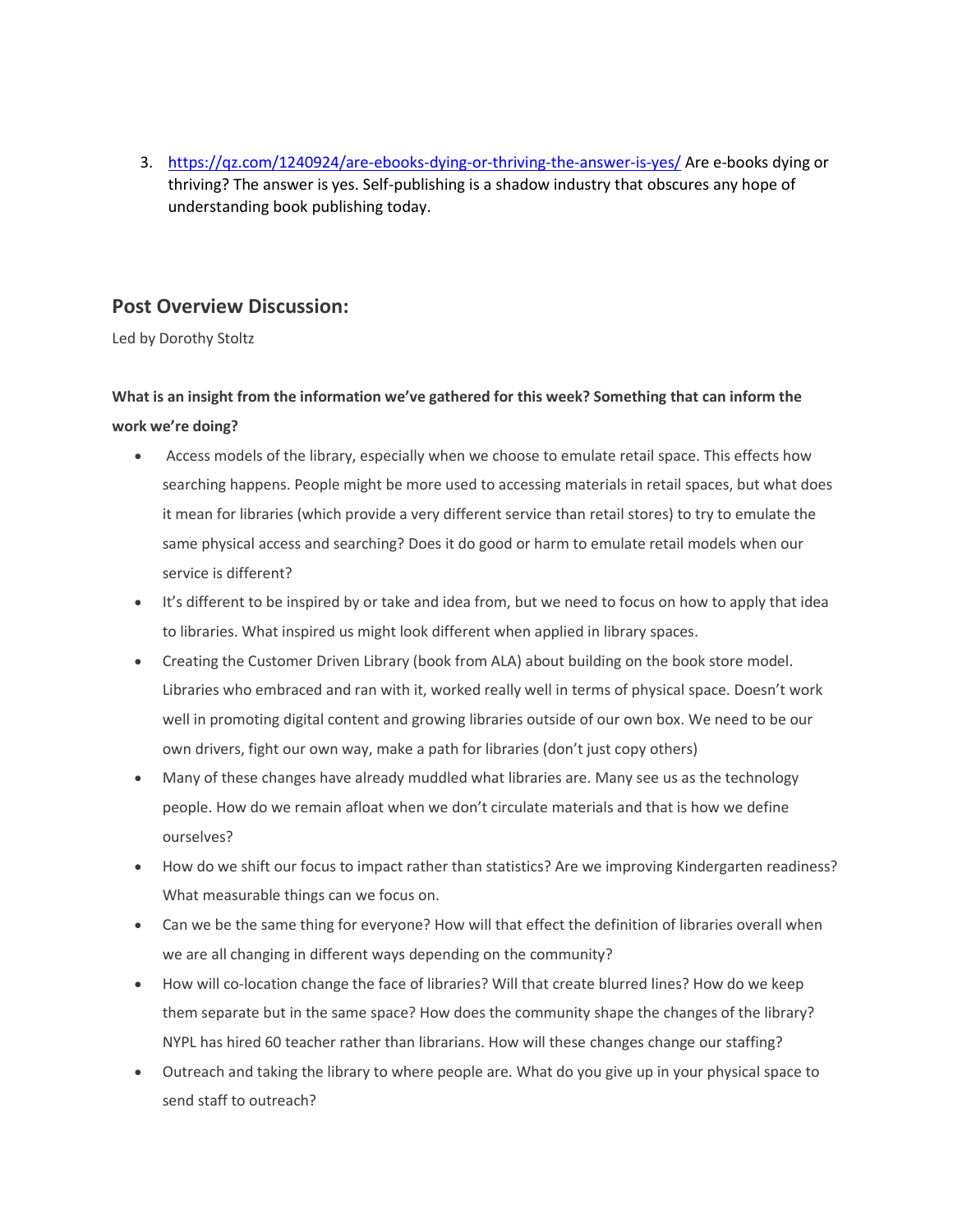3. [https://qz.com/1240924/are-ebooks-dying-or-thriving-the-answer-is-yes/](https://qz.com/1240924/are-ebooks-dying-or-thriving-the-answer-is-yes/) Are e-books dying or thriving? The answer is yes. Self-publishing is a shadow industry that obscures any hope of understanding book publishing today.

## Post Overview Discussion:

Led by Dorothy Stoltz

**What is an insight from the information we've gathered for this week? Something that can inform the work we're doing?**

- Access models of the library, especially when we choose to emulate retail space. This effects how searching happens. People might be more used to accessing materials in retail spaces, but what does it mean for libraries (which provide a very different service than retail stores) to try to emulate the same physical access and searching? Does it do good or harm to emulate retail models when our service is different?
- It's different to be inspired by or take and idea from, but we need to focus on how to apply that idea to libraries. What inspired us might look different when applied in library spaces.
- Creating the Customer Driven Library (book from ALA) about building on the book store model. Libraries who embraced and ran with it, worked really well in terms of physical space. Doesn't work well in promoting digital content and growing libraries outside of our own box. We need to be our own drivers, fight our own way, make a path for libraries (don't just copy others)
- Many of these changes have already muddled what libraries are. Many see us as the technology people. How do we remain afloat when we don't circulate materials and that is how we define ourselves?
- How do we shift our focus to impact rather than statistics? Are we improving Kindergarten readiness? What measurable things can we focus on.
- Can we be the same thing for everyone? How will that effect the definition of libraries overall when we are all changing in different ways depending on the community?
- How will co-location change the face of libraries? Will that create blurred lines? How do we keep them separate but in the same space? How does the community shape the changes of the library? NYPL has hired 60 teacher rather than librarians. How will these changes change our staffing?
- Outreach and taking the library to where people are. What do you give up in your physical space to send staff to outreach?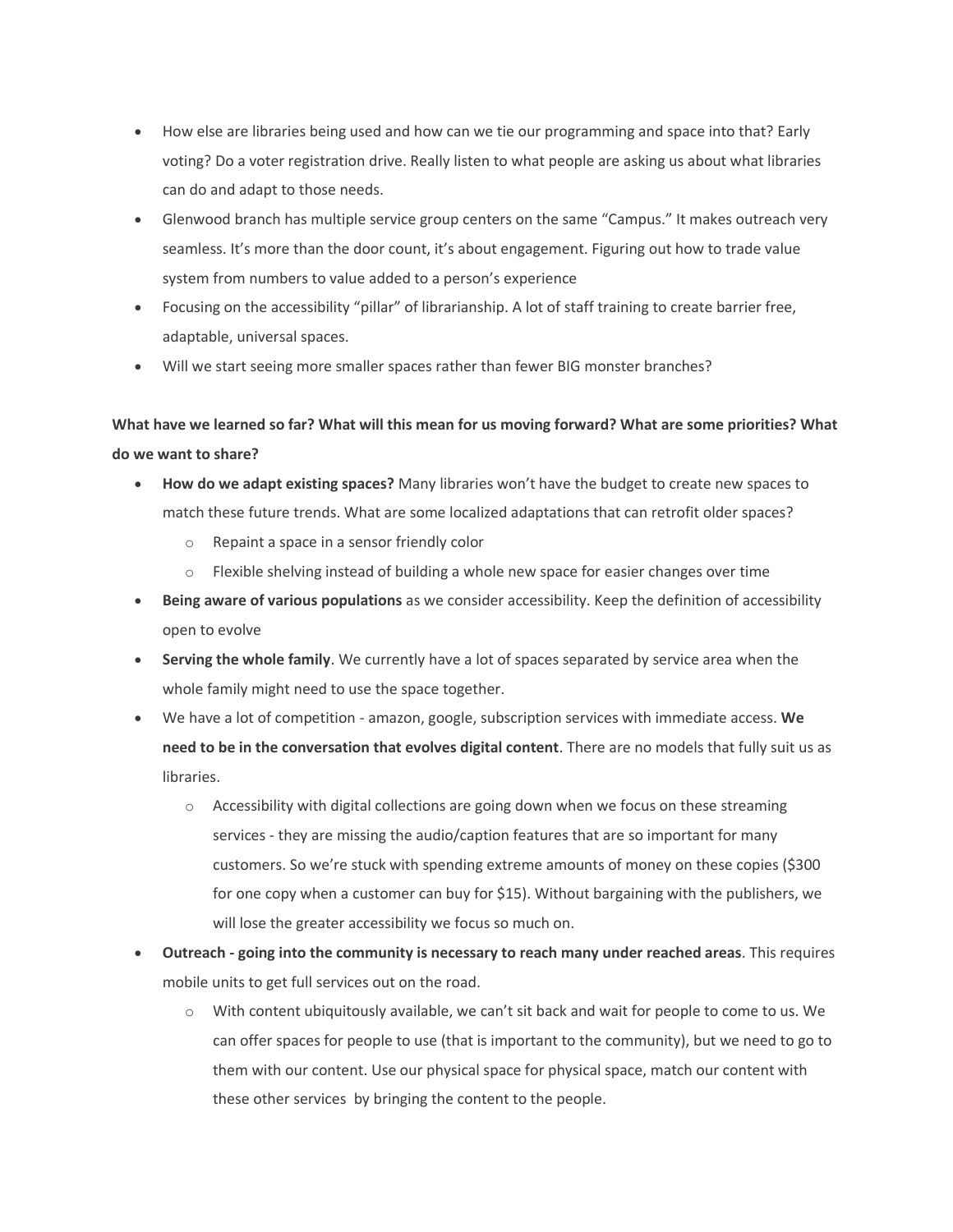- How else are libraries being used and how can we tie our programming and space into that? Early voting? Do a voter registration drive. Really listen to what people are asking us about what libraries can do and adapt to those needs.
- Glenwood branch has multiple service group centers on the same "Campus." It makes outreach very seamless. It's more than the door count, it's about engagement. Figuring out how to trade value system from numbers to value added to a person's experience
- Focusing on the accessibility "pillar" of librarianship. A lot of staff training to create barrier free, adaptable, universal spaces.
- Will we start seeing more smaller spaces rather than fewer BIG monster branches?

**What have we learned so far? What will this mean for us moving forward? What are some priorities? What do we want to share?**

- **How do we adapt existing spaces?** Many libraries won't have the budget to create new spaces to match these future trends. What are some localized adaptations that can retrofit older spaces?
  - Repaint a space in a sensor friendly color
  - Flexible shelving instead of building a whole new space for easier changes over time
- **Being aware of various populations** as we consider accessibility. Keep the definition of accessibility open to evolve
- **Serving the whole family**. We currently have a lot of spaces separated by service area when the whole family might need to use the space together.
- We have a lot of competition - amazon, google, subscription services with immediate access. **We need to be in the conversation that evolves digital content**. There are no models that fully suit us as libraries.
  - Accessibility with digital collections are going down when we focus on these streaming services - they are missing the audio/caption features that are so important for many customers. So we're stuck with spending extreme amounts of money on these copies ($300 for one copy when a customer can buy for $15). Without bargaining with the publishers, we will lose the greater accessibility we focus so much on.
- **Outreach - going into the community is necessary to reach many under reached areas**. This requires mobile units to get full services out on the road.
  - With content ubiquitously available, we can't sit back and wait for people to come to us. We can offer spaces for people to use (that is important to the community), but we need to go to them with our content. Use our physical space for physical space, match our content with these other services by bringing the content to the people.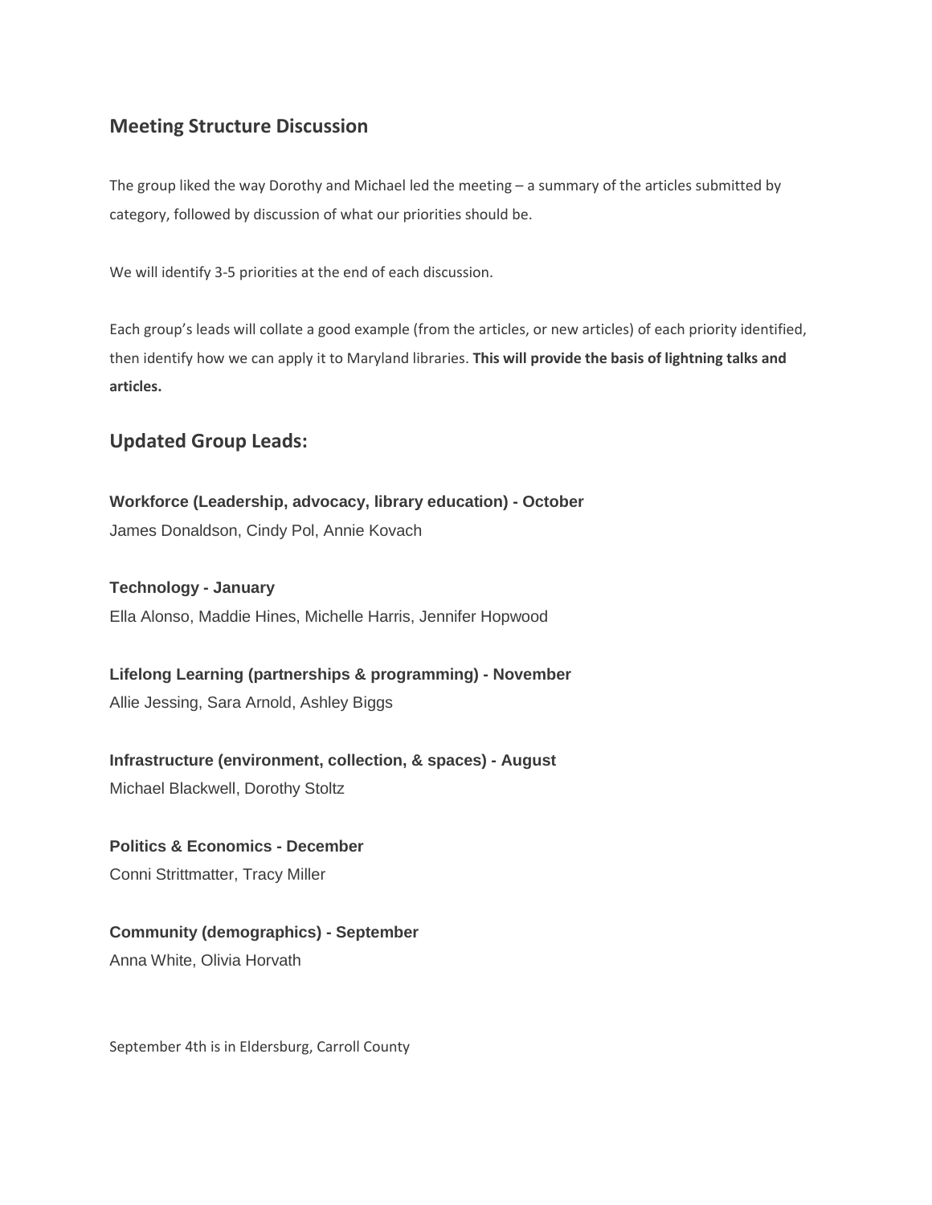## Meeting Structure Discussion

The group liked the way Dorothy and Michael led the meeting – a summary of the articles submitted by category, followed by discussion of what our priorities should be.

We will identify 3-5 priorities at the end of each discussion.

Each group's leads will collate a good example (from the articles, or new articles) of each priority identified, then identify how we can apply it to Maryland libraries. **This will provide the basis of lightning talks and articles.**

## Updated Group Leads:

**Workforce (Leadership, advocacy, library education) - October**
James Donaldson, Cindy Pol, Annie Kovach

**Technology - January**
Ella Alonso, Maddie Hines, Michelle Harris, Jennifer Hopwood

**Lifelong Learning (partnerships & programming) - November**
Allie Jessing, Sara Arnold, Ashley Biggs

**Infrastructure (environment, collection, & spaces) - August**
Michael Blackwell, Dorothy Stoltz

**Politics & Economics - December**
Conni Strittmatter, Tracy Miller

**Community (demographics) - September**
Anna White, Olivia Horvath

September 4th is in Eldersburg, Carroll County